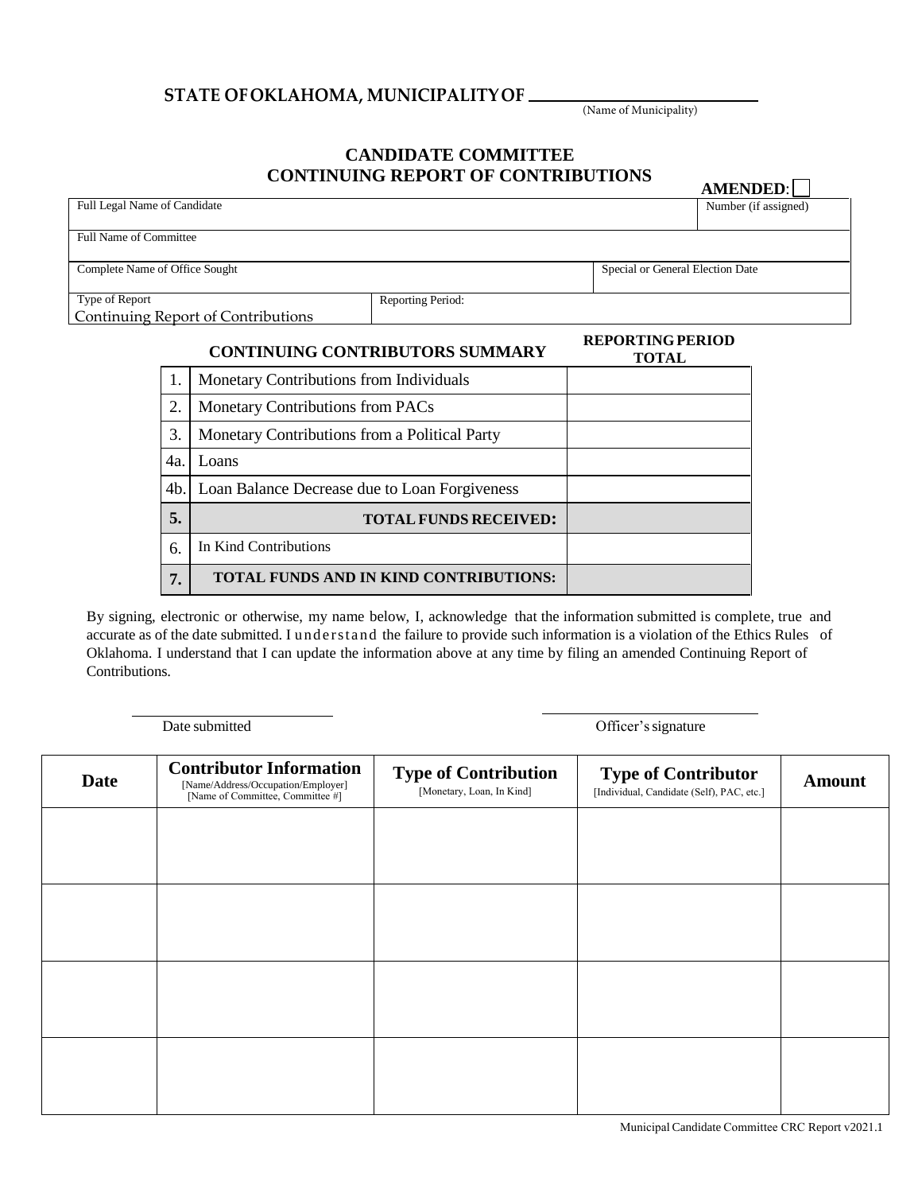**STATE OF OKLAHOMA, MUNICIPALITY OF** ____________________
(Name of Municipality)

## CANDIDATE COMMITTEE
## CONTINUING REPORT OF CONTRIBUTIONS

**AMENDED**: ☐

| Full Legal Name of Candidate | | Number (if assigned) |
|---|---|---|
| Full Name of Committee | | |
| Complete Name of Office Sought | | Special or General Election Date |
| Type of Report<br>Continuing Report of Contributions | Reporting Period: | |

| | **CONTINUING CONTRIBUTORS SUMMARY** | **REPORTING PERIOD TOTAL** |
|---|---|---|
| 1. | Monetary Contributions from Individuals | |
| 2. | Monetary Contributions from PACs | |
| 3. | Monetary Contributions from a Political Party | |
| 4a. | Loans | |
| 4b. | Loan Balance Decrease due to Loan Forgiveness | |
| **5.** | **TOTAL FUNDS RECEIVED:** | |
| 6. | In Kind Contributions | |
| **7.** | **TOTAL FUNDS AND IN KIND CONTRIBUTIONS:** | |

By signing, electronic or otherwise, my name below, I, acknowledge that the information submitted is complete, true and accurate as of the date submitted. I understand the failure to provide such information is a violation of the Ethics Rules of Oklahoma. I understand that I can update the information above at any time by filing an amended Continuing Report of Contributions.

____________________ Date submitted

____________________ Officer's signature

| **Date** | **Contributor Information**<br>[Name/Address/Occupation/Employer]<br>[Name of Committee, Committee #] | **Type of Contribution**<br>[Monetary, Loan, In Kind] | **Type of Contributor**<br>[Individual, Candidate (Self), PAC, etc.] | **Amount** |
|---|---|---|---|---|
| | | | | |
| | | | | |
| | | | | |
| | | | | |

Municipal Candidate Committee CRC Report v2021.1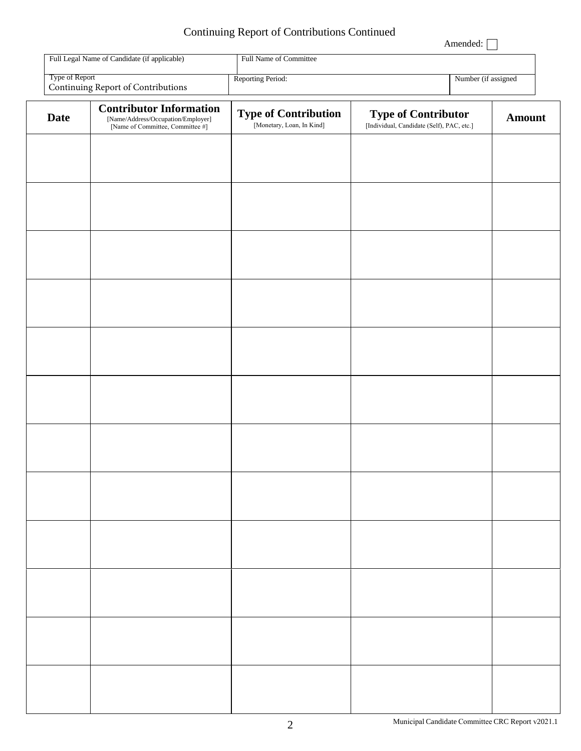Continuing Report of Contributions Continued

Amended: ☐

| Full Legal Name of Candidate (if applicable) | Full Name of Committee | |
|---|---|---|
| Type of Report<br>Continuing Report of Contributions | Reporting Period: | Number (if assigned |

| **Date** | **Contributor Information**<br>[Name/Address/Occupation/Employer]<br>[Name of Committee, Committee #] | **Type of Contribution**<br>[Monetary, Loan, In Kind] | **Type of Contributor**<br>[Individual, Candidate (Self), PAC, etc.] | **Amount** |
|---|---|---|---|---|
| | | | | |
| | | | | |
| | | | | |
| | | | | |
| | | | | |
| | | | | |
| | | | | |
| | | | | |
| | | | | |
| | | | | |
| | | | | |
| | | | | |

Municipal Candidate Committee CRC Report v2021.1